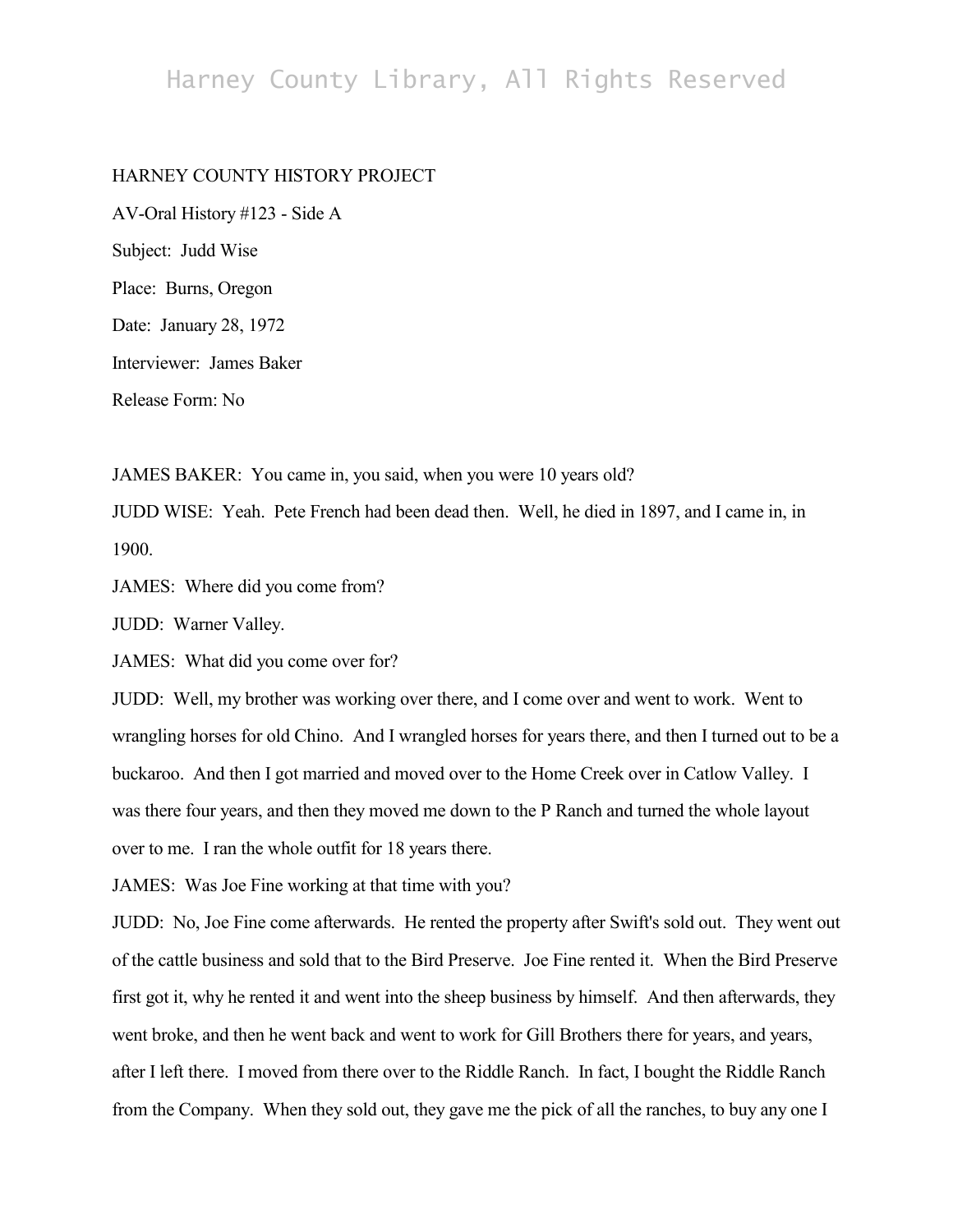HARNEY COUNTY HISTORY PROJECT

AV-Oral History #123 - Side A

Subject: Judd Wise

Place: Burns, Oregon

Date: January 28, 1972

Interviewer: James Baker

Release Form: No

JAMES BAKER: You came in, you said, when you were 10 years old?

JUDD WISE: Yeah. Pete French had been dead then. Well, he died in 1897, and I came in, in 1900.

JAMES: Where did you come from?

JUDD: Warner Valley.

JAMES: What did you come over for?

JUDD: Well, my brother was working over there, and I come over and went to work. Went to wrangling horses for old Chino. And I wrangled horses for years there, and then I turned out to be a buckaroo. And then I got married and moved over to the Home Creek over in Catlow Valley. I was there four years, and then they moved me down to the P Ranch and turned the whole layout over to me. I ran the whole outfit for 18 years there.

JAMES: Was Joe Fine working at that time with you?

JUDD: No, Joe Fine come afterwards. He rented the property after Swift's sold out. They went out of the cattle business and sold that to the Bird Preserve. Joe Fine rented it. When the Bird Preserve first got it, why he rented it and went into the sheep business by himself. And then afterwards, they went broke, and then he went back and went to work for Gill Brothers there for years, and years, after I left there. I moved from there over to the Riddle Ranch. In fact, I bought the Riddle Ranch from the Company. When they sold out, they gave me the pick of all the ranches, to buy any one I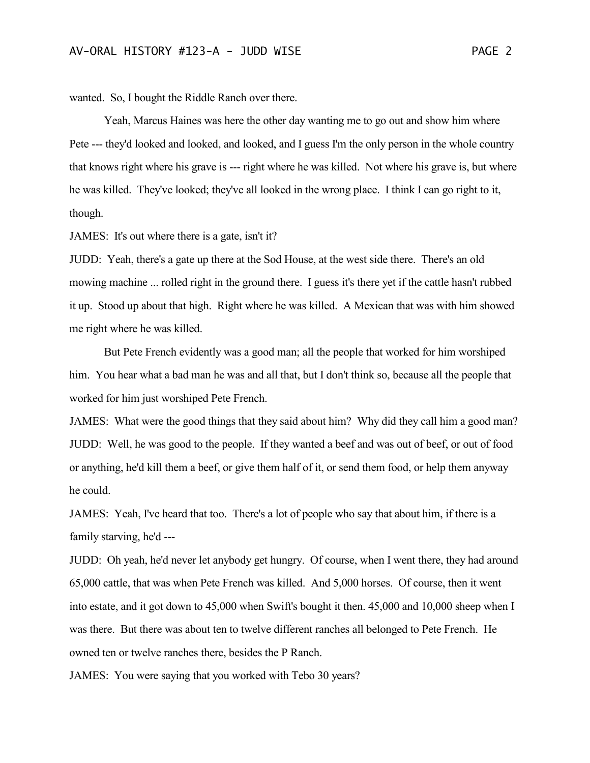wanted. So, I bought the Riddle Ranch over there.

Yeah, Marcus Haines was here the other day wanting me to go out and show him where Pete --- they'd looked and looked, and looked, and I guess I'm the only person in the whole country that knows right where his grave is --- right where he was killed. Not where his grave is, but where he was killed. They've looked; they've all looked in the wrong place. I think I can go right to it, though.

JAMES: It's out where there is a gate, isn't it?

JUDD: Yeah, there's a gate up there at the Sod House, at the west side there. There's an old mowing machine ... rolled right in the ground there. I guess it's there yet if the cattle hasn't rubbed it up. Stood up about that high. Right where he was killed. A Mexican that was with him showed me right where he was killed.

But Pete French evidently was a good man; all the people that worked for him worshiped him. You hear what a bad man he was and all that, but I don't think so, because all the people that worked for him just worshiped Pete French.

JAMES: What were the good things that they said about him? Why did they call him a good man?

JUDD: Well, he was good to the people. If they wanted a beef and was out of beef, or out of food or anything, he'd kill them a beef, or give them half of it, or send them food, or help them anyway he could.

JAMES: Yeah, I've heard that too. There's a lot of people who say that about him, if there is a family starving, he'd ---

JUDD: Oh yeah, he'd never let anybody get hungry. Of course, when I went there, they had around 65,000 cattle, that was when Pete French was killed. And 5,000 horses. Of course, then it went into estate, and it got down to 45,000 when Swift's bought it then. 45,000 and 10,000 sheep when I was there. But there was about ten to twelve different ranches all belonged to Pete French. He owned ten or twelve ranches there, besides the P Ranch.

JAMES: You were saying that you worked with Tebo 30 years?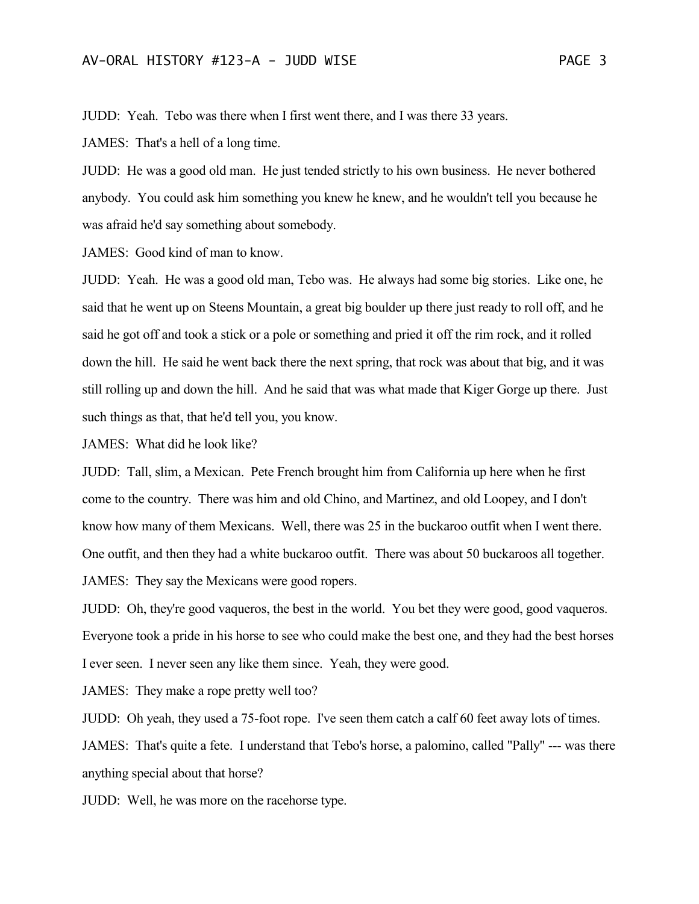JUDD: Yeah. Tebo was there when I first went there, and I was there 33 years.

JAMES: That's a hell of a long time.

JUDD: He was a good old man. He just tended strictly to his own business. He never bothered anybody. You could ask him something you knew he knew, and he wouldn't tell you because he was afraid he'd say something about somebody.

JAMES: Good kind of man to know.

JUDD: Yeah. He was a good old man, Tebo was. He always had some big stories. Like one, he said that he went up on Steens Mountain, a great big boulder up there just ready to roll off, and he said he got off and took a stick or a pole or something and pried it off the rim rock, and it rolled down the hill. He said he went back there the next spring, that rock was about that big, and it was still rolling up and down the hill. And he said that was what made that Kiger Gorge up there. Just such things as that, that he'd tell you, you know.

JAMES: What did he look like?

JUDD: Tall, slim, a Mexican. Pete French brought him from California up here when he first come to the country. There was him and old Chino, and Martinez, and old Loopey, and I don't know how many of them Mexicans. Well, there was 25 in the buckaroo outfit when I went there. One outfit, and then they had a white buckaroo outfit. There was about 50 buckaroos all together.

JAMES: They say the Mexicans were good ropers.

JUDD: Oh, they're good vaqueros, the best in the world. You bet they were good, good vaqueros. Everyone took a pride in his horse to see who could make the best one, and they had the best horses I ever seen. I never seen any like them since. Yeah, they were good.

JAMES: They make a rope pretty well too?

JUDD: Oh yeah, they used a 75-foot rope. I've seen them catch a calf 60 feet away lots of times.

JAMES: That's quite a fete. I understand that Tebo's horse, a palomino, called "Pally" --- was there anything special about that horse?

JUDD: Well, he was more on the racehorse type.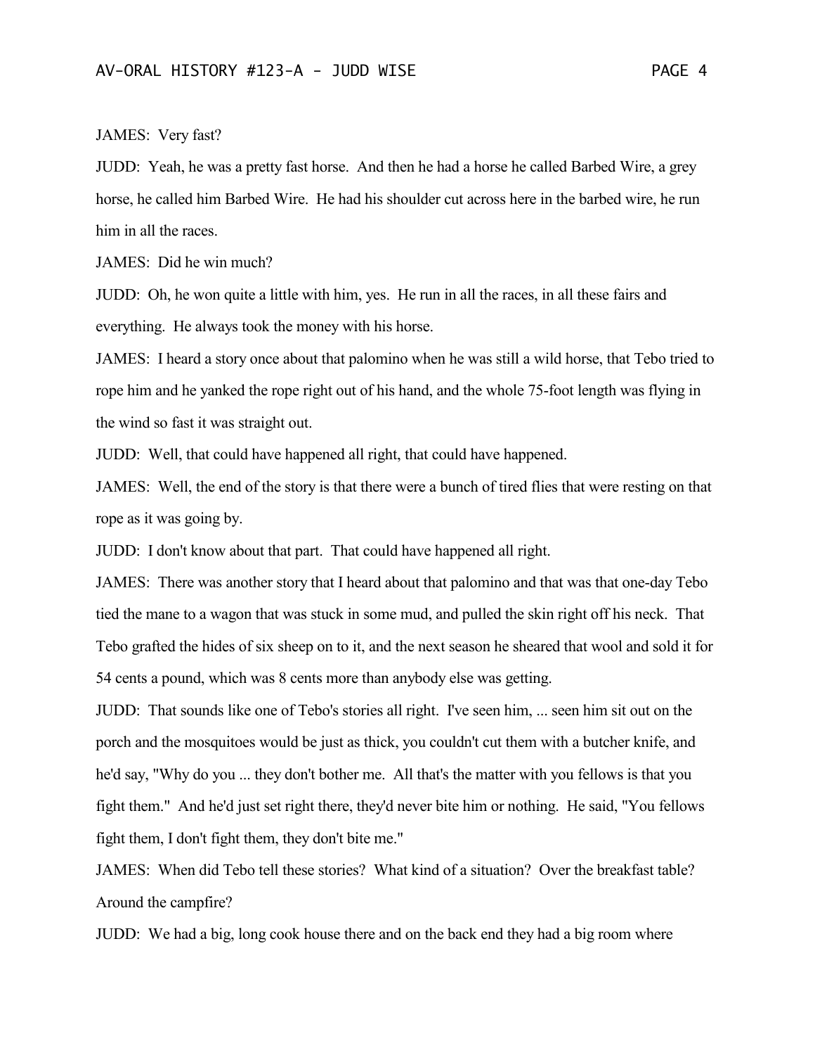JAMES: Very fast?

JUDD: Yeah, he was a pretty fast horse. And then he had a horse he called Barbed Wire, a grey horse, he called him Barbed Wire. He had his shoulder cut across here in the barbed wire, he run him in all the races.

JAMES: Did he win much?

JUDD: Oh, he won quite a little with him, yes. He run in all the races, in all these fairs and everything. He always took the money with his horse.

JAMES: I heard a story once about that palomino when he was still a wild horse, that Tebo tried to rope him and he yanked the rope right out of his hand, and the whole 75-foot length was flying in the wind so fast it was straight out.

JUDD: Well, that could have happened all right, that could have happened.

JAMES: Well, the end of the story is that there were a bunch of tired flies that were resting on that rope as it was going by.

JUDD: I don't know about that part. That could have happened all right.

JAMES: There was another story that I heard about that palomino and that was that one-day Tebo tied the mane to a wagon that was stuck in some mud, and pulled the skin right off his neck. That Tebo grafted the hides of six sheep on to it, and the next season he sheared that wool and sold it for 54 cents a pound, which was 8 cents more than anybody else was getting.

JUDD: That sounds like one of Tebo's stories all right. I've seen him, ... seen him sit out on the porch and the mosquitoes would be just as thick, you couldn't cut them with a butcher knife, and he'd say, "Why do you ... they don't bother me. All that's the matter with you fellows is that you fight them." And he'd just set right there, they'd never bite him or nothing. He said, "You fellows fight them, I don't fight them, they don't bite me."

JAMES: When did Tebo tell these stories? What kind of a situation? Over the breakfast table? Around the campfire?

JUDD: We had a big, long cook house there and on the back end they had a big room where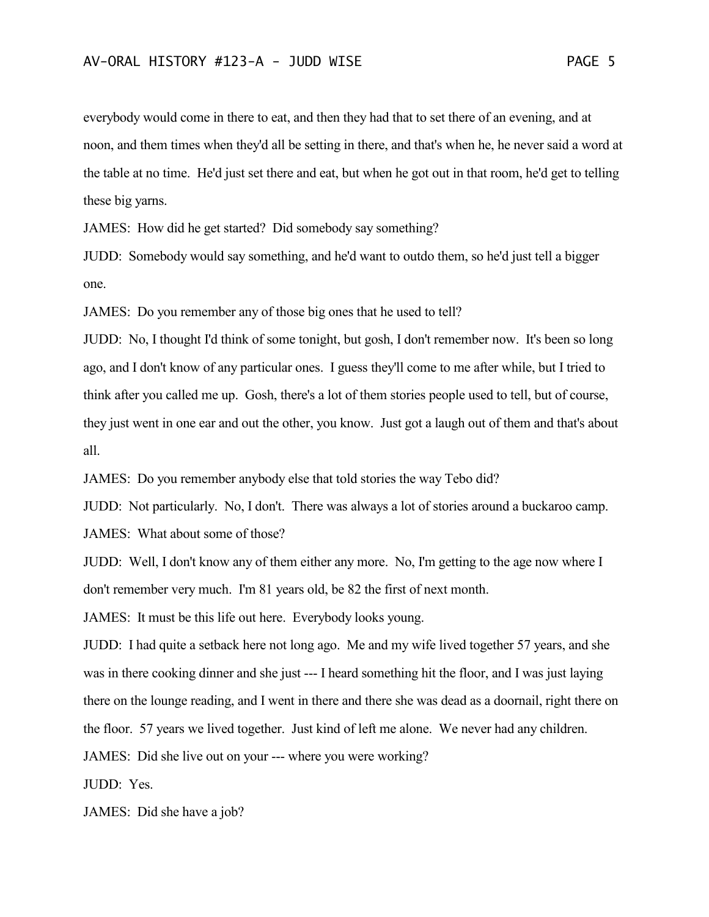everybody would come in there to eat, and then they had that to set there of an evening, and at noon, and them times when they'd all be setting in there, and that's when he, he never said a word at the table at no time. He'd just set there and eat, but when he got out in that room, he'd get to telling these big yarns.

JAMES: How did he get started? Did somebody say something?

JUDD: Somebody would say something, and he'd want to outdo them, so he'd just tell a bigger one.

JAMES: Do you remember any of those big ones that he used to tell?

JUDD: No, I thought I'd think of some tonight, but gosh, I don't remember now. It's been so long ago, and I don't know of any particular ones. I guess they'll come to me after while, but I tried to think after you called me up. Gosh, there's a lot of them stories people used to tell, but of course, they just went in one ear and out the other, you know. Just got a laugh out of them and that's about all.

JAMES: Do you remember anybody else that told stories the way Tebo did?

JUDD: Not particularly. No, I don't. There was always a lot of stories around a buckaroo camp.

JAMES: What about some of those?

JUDD: Well, I don't know any of them either any more. No, I'm getting to the age now where I don't remember very much. I'm 81 years old, be 82 the first of next month.

JAMES: It must be this life out here. Everybody looks young.

JUDD: I had quite a setback here not long ago. Me and my wife lived together 57 years, and she was in there cooking dinner and she just --- I heard something hit the floor, and I was just laying there on the lounge reading, and I went in there and there she was dead as a doornail, right there on the floor. 57 years we lived together. Just kind of left me alone. We never had any children.

JAMES: Did she live out on your --- where you were working?

JUDD: Yes.

JAMES: Did she have a job?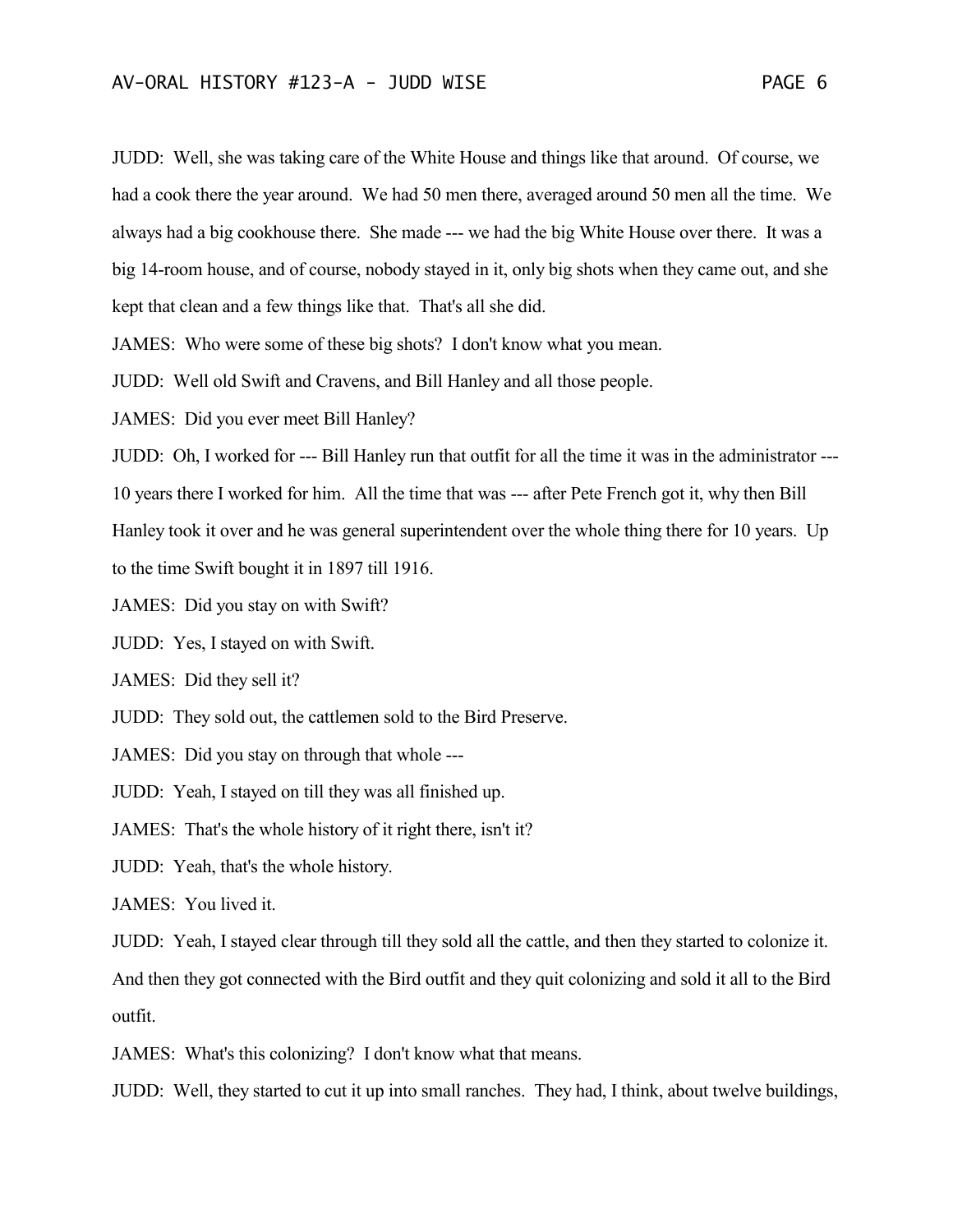JUDD: Well, she was taking care of the White House and things like that around. Of course, we had a cook there the year around. We had 50 men there, averaged around 50 men all the time. We always had a big cookhouse there. She made --- we had the big White House over there. It was a big 14-room house, and of course, nobody stayed in it, only big shots when they came out, and she kept that clean and a few things like that. That's all she did.

JAMES: Who were some of these big shots? I don't know what you mean.

JUDD: Well old Swift and Cravens, and Bill Hanley and all those people.

JAMES: Did you ever meet Bill Hanley?

JUDD: Oh, I worked for --- Bill Hanley run that outfit for all the time it was in the administrator --- 10 years there I worked for him. All the time that was --- after Pete French got it, why then Bill Hanley took it over and he was general superintendent over the whole thing there for 10 years. Up to the time Swift bought it in 1897 till 1916.

JAMES: Did you stay on with Swift?

JUDD: Yes, I stayed on with Swift.

JAMES: Did they sell it?

JUDD: They sold out, the cattlemen sold to the Bird Preserve.

JAMES: Did you stay on through that whole ---

JUDD: Yeah, I stayed on till they was all finished up.

JAMES: That's the whole history of it right there, isn't it?

JUDD: Yeah, that's the whole history.

JAMES: You lived it.

JUDD: Yeah, I stayed clear through till they sold all the cattle, and then they started to colonize it. And then they got connected with the Bird outfit and they quit colonizing and sold it all to the Bird outfit.

JAMES: What's this colonizing? I don't know what that means.

JUDD: Well, they started to cut it up into small ranches. They had, I think, about twelve buildings,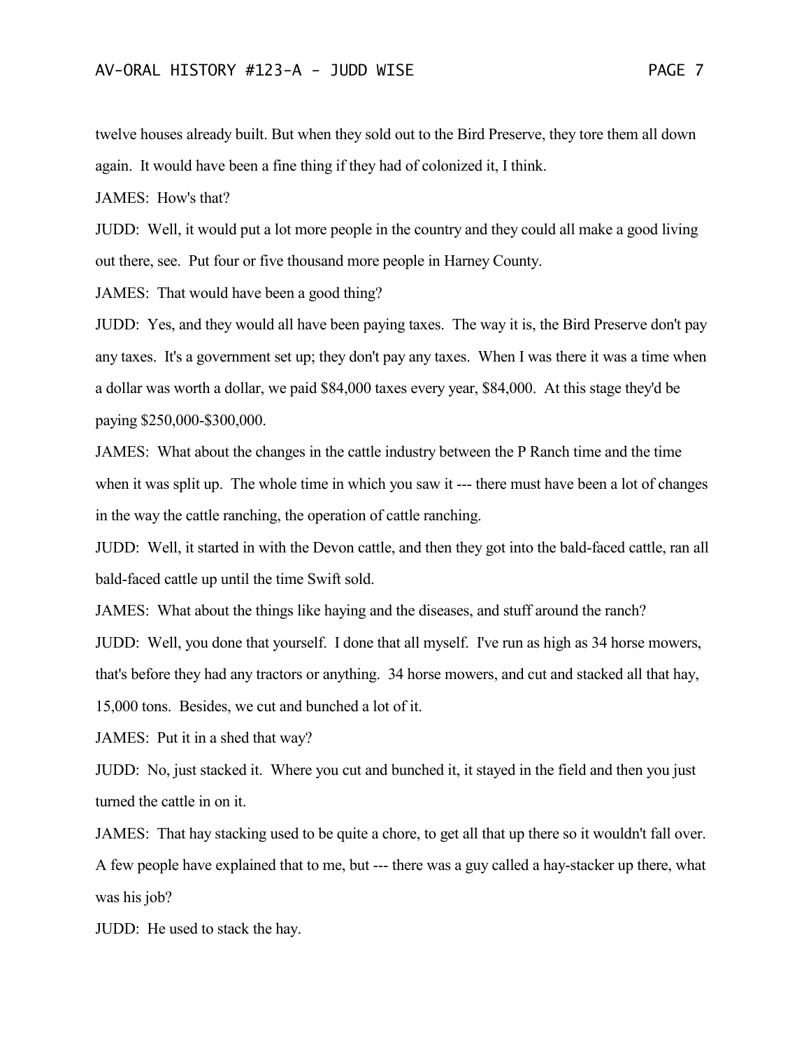twelve houses already built. But when they sold out to the Bird Preserve, they tore them all down again. It would have been a fine thing if they had of colonized it, I think.

JAMES: How's that?

JUDD: Well, it would put a lot more people in the country and they could all make a good living out there, see. Put four or five thousand more people in Harney County.

JAMES: That would have been a good thing?

JUDD: Yes, and they would all have been paying taxes. The way it is, the Bird Preserve don't pay any taxes. It's a government set up; they don't pay any taxes. When I was there it was a time when a dollar was worth a dollar, we paid $84,000 taxes every year, $84,000. At this stage they'd be paying $250,000-$300,000.

JAMES: What about the changes in the cattle industry between the P Ranch time and the time when it was split up. The whole time in which you saw it --- there must have been a lot of changes in the way the cattle ranching, the operation of cattle ranching.

JUDD: Well, it started in with the Devon cattle, and then they got into the bald-faced cattle, ran all bald-faced cattle up until the time Swift sold.

JAMES: What about the things like haying and the diseases, and stuff around the ranch?

JUDD: Well, you done that yourself. I done that all myself. I've run as high as 34 horse mowers, that's before they had any tractors or anything. 34 horse mowers, and cut and stacked all that hay, 15,000 tons. Besides, we cut and bunched a lot of it.

JAMES: Put it in a shed that way?

JUDD: No, just stacked it. Where you cut and bunched it, it stayed in the field and then you just turned the cattle in on it.

JAMES: That hay stacking used to be quite a chore, to get all that up there so it wouldn't fall over. A few people have explained that to me, but --- there was a guy called a hay-stacker up there, what was his job?

JUDD: He used to stack the hay.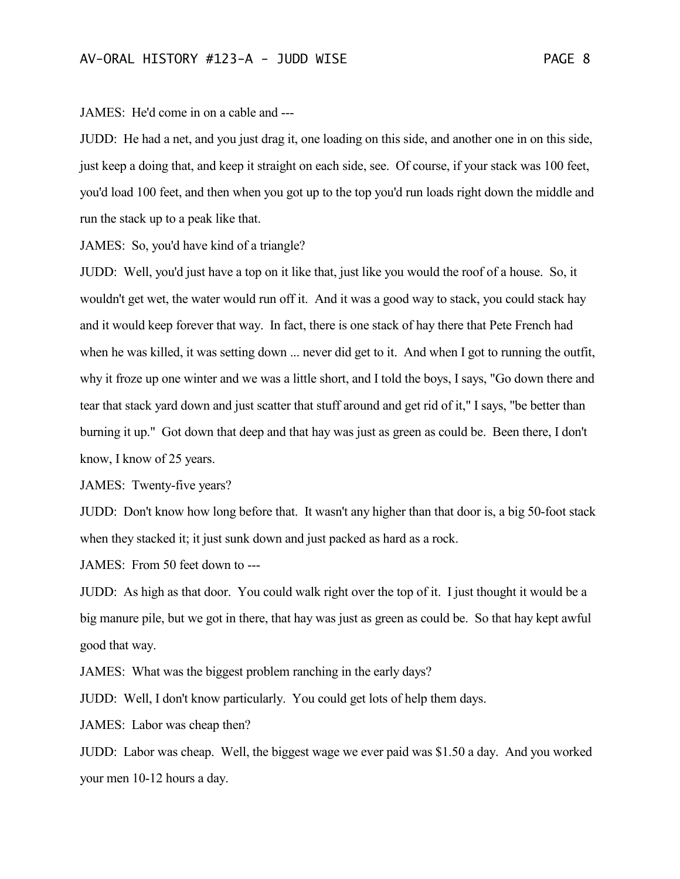JAMES: He'd come in on a cable and ---

JUDD: He had a net, and you just drag it, one loading on this side, and another one in on this side, just keep a doing that, and keep it straight on each side, see. Of course, if your stack was 100 feet, you'd load 100 feet, and then when you got up to the top you'd run loads right down the middle and run the stack up to a peak like that.

JAMES: So, you'd have kind of a triangle?

JUDD: Well, you'd just have a top on it like that, just like you would the roof of a house. So, it wouldn't get wet, the water would run off it. And it was a good way to stack, you could stack hay and it would keep forever that way. In fact, there is one stack of hay there that Pete French had when he was killed, it was setting down ... never did get to it. And when I got to running the outfit, why it froze up one winter and we was a little short, and I told the boys, I says, "Go down there and tear that stack yard down and just scatter that stuff around and get rid of it," I says, "be better than burning it up." Got down that deep and that hay was just as green as could be. Been there, I don't know, I know of 25 years.

JAMES: Twenty-five years?

JUDD: Don't know how long before that. It wasn't any higher than that door is, a big 50-foot stack when they stacked it; it just sunk down and just packed as hard as a rock.

JAMES: From 50 feet down to ---

JUDD: As high as that door. You could walk right over the top of it. I just thought it would be a big manure pile, but we got in there, that hay was just as green as could be. So that hay kept awful good that way.

JAMES: What was the biggest problem ranching in the early days?

JUDD: Well, I don't know particularly. You could get lots of help them days.

JAMES: Labor was cheap then?

JUDD: Labor was cheap. Well, the biggest wage we ever paid was $1.50 a day. And you worked your men 10-12 hours a day.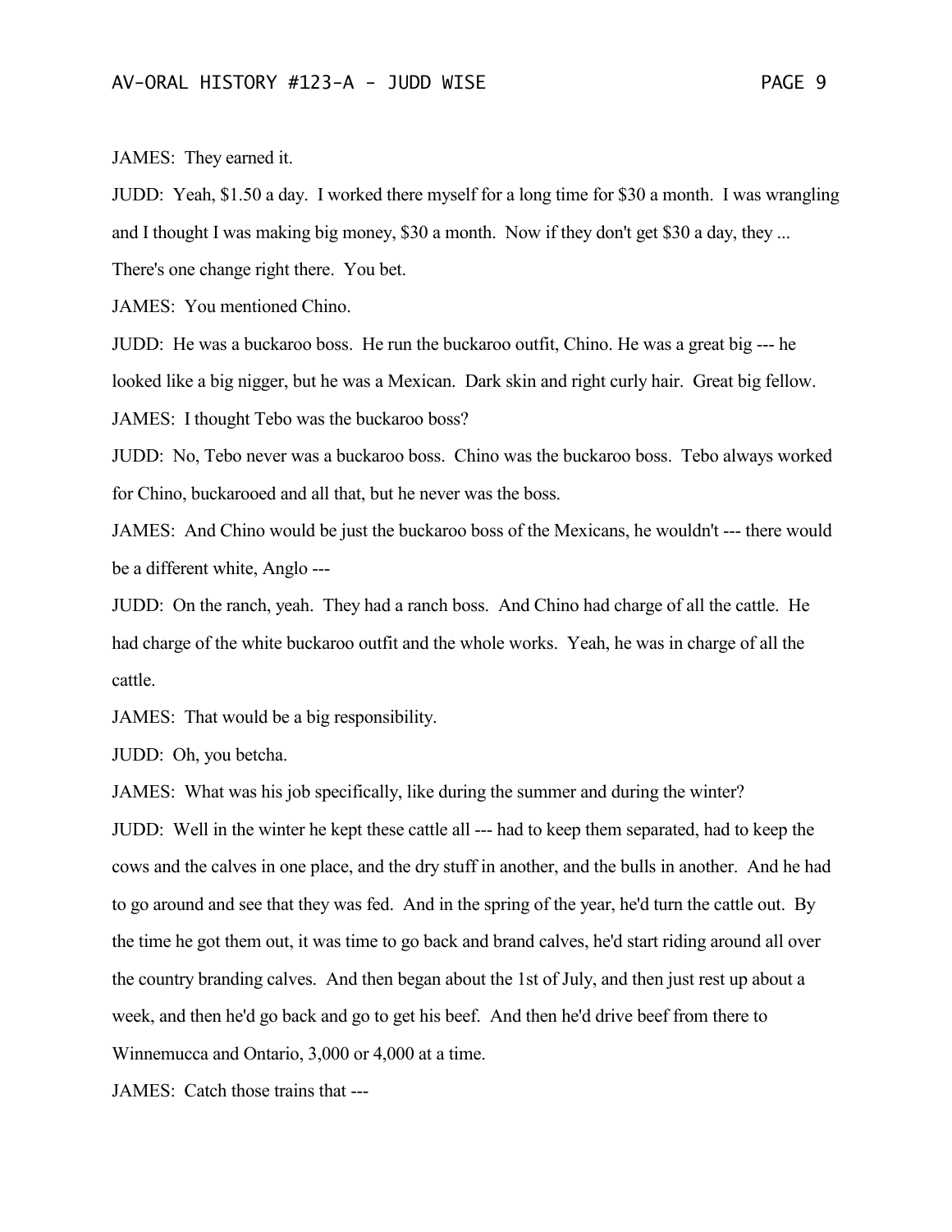JAMES: They earned it.

JUDD: Yeah, $1.50 a day. I worked there myself for a long time for $30 a month. I was wrangling and I thought I was making big money, $30 a month. Now if they don't get $30 a day, they ... There's one change right there. You bet.

JAMES: You mentioned Chino.

JUDD: He was a buckaroo boss. He run the buckaroo outfit, Chino. He was a great big --- he looked like a big nigger, but he was a Mexican. Dark skin and right curly hair. Great big fellow.

JAMES: I thought Tebo was the buckaroo boss?

JUDD: No, Tebo never was a buckaroo boss. Chino was the buckaroo boss. Tebo always worked for Chino, buckarooed and all that, but he never was the boss.

JAMES: And Chino would be just the buckaroo boss of the Mexicans, he wouldn't --- there would be a different white, Anglo ---

JUDD: On the ranch, yeah. They had a ranch boss. And Chino had charge of all the cattle. He had charge of the white buckaroo outfit and the whole works. Yeah, he was in charge of all the cattle.

JAMES: That would be a big responsibility.

JUDD: Oh, you betcha.

JAMES: What was his job specifically, like during the summer and during the winter?

JUDD: Well in the winter he kept these cattle all --- had to keep them separated, had to keep the cows and the calves in one place, and the dry stuff in another, and the bulls in another. And he had to go around and see that they was fed. And in the spring of the year, he'd turn the cattle out. By the time he got them out, it was time to go back and brand calves, he'd start riding around all over the country branding calves. And then began about the 1st of July, and then just rest up about a week, and then he'd go back and go to get his beef. And then he'd drive beef from there to Winnemucca and Ontario, 3,000 or 4,000 at a time.

JAMES: Catch those trains that ---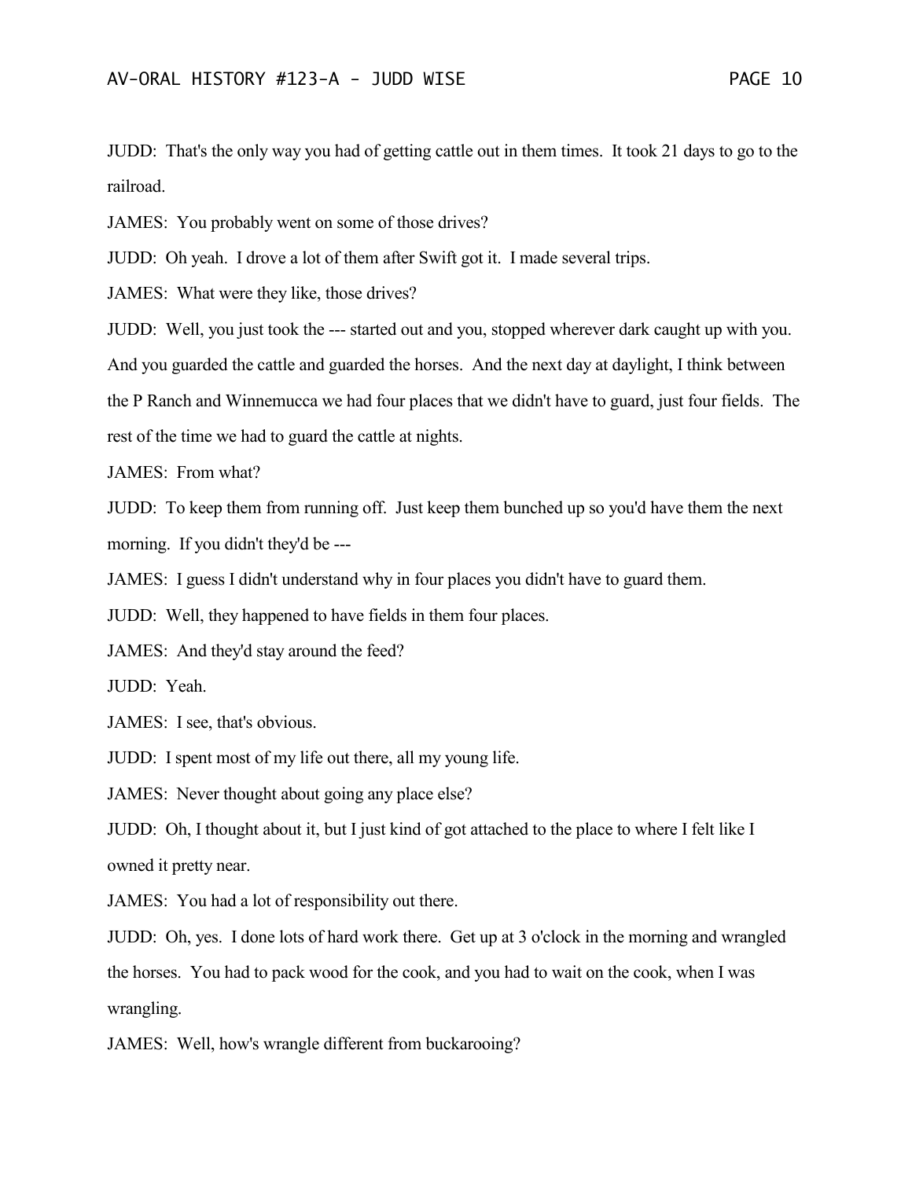JUDD: That's the only way you had of getting cattle out in them times. It took 21 days to go to the railroad.

JAMES: You probably went on some of those drives?

JUDD: Oh yeah. I drove a lot of them after Swift got it. I made several trips.

JAMES: What were they like, those drives?

JUDD: Well, you just took the --- started out and you, stopped wherever dark caught up with you. And you guarded the cattle and guarded the horses. And the next day at daylight, I think between the P Ranch and Winnemucca we had four places that we didn't have to guard, just four fields. The rest of the time we had to guard the cattle at nights.

JAMES: From what?

JUDD: To keep them from running off. Just keep them bunched up so you'd have them the next morning. If you didn't they'd be ---

JAMES: I guess I didn't understand why in four places you didn't have to guard them.

JUDD: Well, they happened to have fields in them four places.

JAMES: And they'd stay around the feed?

JUDD: Yeah.

JAMES: I see, that's obvious.

JUDD: I spent most of my life out there, all my young life.

JAMES: Never thought about going any place else?

JUDD: Oh, I thought about it, but I just kind of got attached to the place to where I felt like I owned it pretty near.

JAMES: You had a lot of responsibility out there.

JUDD: Oh, yes. I done lots of hard work there. Get up at 3 o'clock in the morning and wrangled the horses. You had to pack wood for the cook, and you had to wait on the cook, when I was wrangling.

JAMES: Well, how's wrangle different from buckarooing?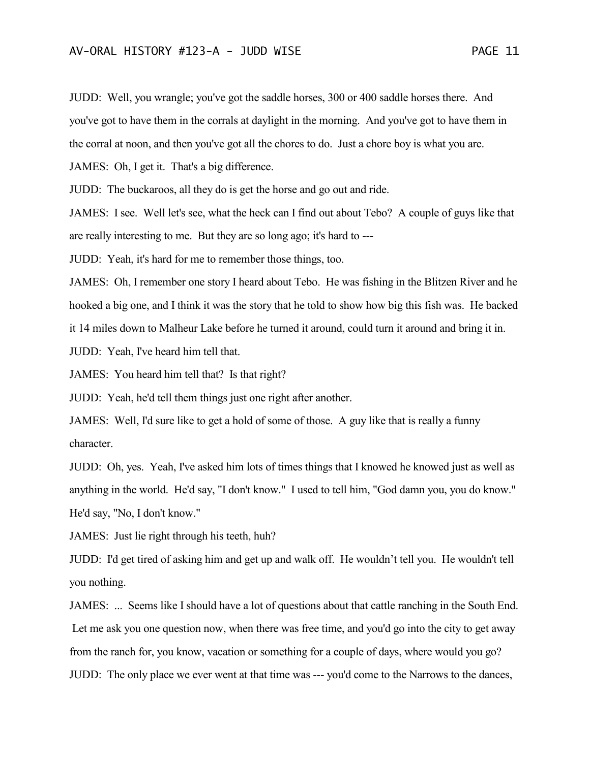JUDD: Well, you wrangle; you've got the saddle horses, 300 or 400 saddle horses there. And you've got to have them in the corrals at daylight in the morning. And you've got to have them in the corral at noon, and then you've got all the chores to do. Just a chore boy is what you are.

JAMES: Oh, I get it. That's a big difference.

JUDD: The buckaroos, all they do is get the horse and go out and ride.

JAMES: I see. Well let's see, what the heck can I find out about Tebo? A couple of guys like that are really interesting to me. But they are so long ago; it's hard to ---

JUDD: Yeah, it's hard for me to remember those things, too.

JAMES: Oh, I remember one story I heard about Tebo. He was fishing in the Blitzen River and he hooked a big one, and I think it was the story that he told to show how big this fish was. He backed it 14 miles down to Malheur Lake before he turned it around, could turn it around and bring it in.

JUDD: Yeah, I've heard him tell that.

JAMES: You heard him tell that? Is that right?

JUDD: Yeah, he'd tell them things just one right after another.

JAMES: Well, I'd sure like to get a hold of some of those. A guy like that is really a funny character.

JUDD: Oh, yes. Yeah, I've asked him lots of times things that I knowed he knowed just as well as anything in the world. He'd say, "I don't know." I used to tell him, "God damn you, you do know." He'd say, "No, I don't know."

JAMES: Just lie right through his teeth, huh?

JUDD: I'd get tired of asking him and get up and walk off. He wouldn't tell you. He wouldn't tell you nothing.

JAMES: ... Seems like I should have a lot of questions about that cattle ranching in the South End. Let me ask you one question now, when there was free time, and you'd go into the city to get away from the ranch for, you know, vacation or something for a couple of days, where would you go?

JUDD: The only place we ever went at that time was --- you'd come to the Narrows to the dances,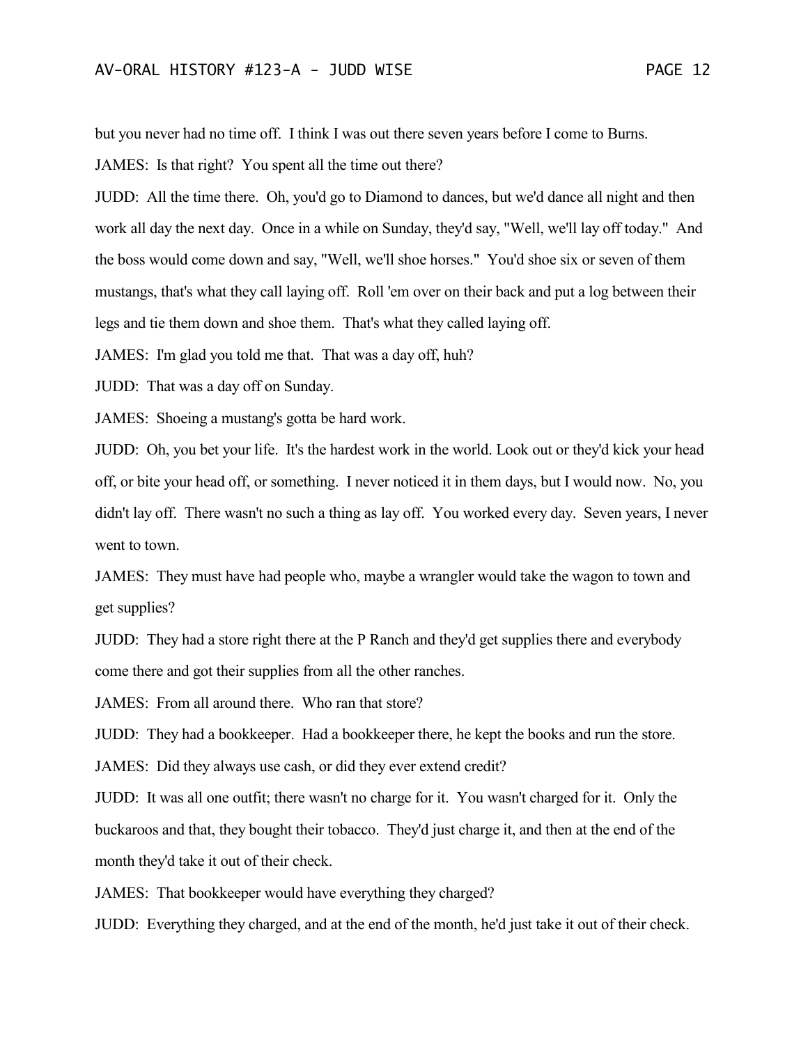but you never had no time off. I think I was out there seven years before I come to Burns.

JAMES: Is that right? You spent all the time out there?

JUDD: All the time there. Oh, you'd go to Diamond to dances, but we'd dance all night and then work all day the next day. Once in a while on Sunday, they'd say, "Well, we'll lay off today." And the boss would come down and say, "Well, we'll shoe horses." You'd shoe six or seven of them mustangs, that's what they call laying off. Roll 'em over on their back and put a log between their legs and tie them down and shoe them. That's what they called laying off.

JAMES: I'm glad you told me that. That was a day off, huh?

JUDD: That was a day off on Sunday.

JAMES: Shoeing a mustang's gotta be hard work.

JUDD: Oh, you bet your life. It's the hardest work in the world. Look out or they'd kick your head off, or bite your head off, or something. I never noticed it in them days, but I would now. No, you didn't lay off. There wasn't no such a thing as lay off. You worked every day. Seven years, I never went to town.

JAMES: They must have had people who, maybe a wrangler would take the wagon to town and get supplies?

JUDD: They had a store right there at the P Ranch and they'd get supplies there and everybody come there and got their supplies from all the other ranches.

JAMES: From all around there. Who ran that store?

JUDD: They had a bookkeeper. Had a bookkeeper there, he kept the books and run the store.

JAMES: Did they always use cash, or did they ever extend credit?

JUDD: It was all one outfit; there wasn't no charge for it. You wasn't charged for it. Only the buckaroos and that, they bought their tobacco. They'd just charge it, and then at the end of the month they'd take it out of their check.

JAMES: That bookkeeper would have everything they charged?

JUDD: Everything they charged, and at the end of the month, he'd just take it out of their check.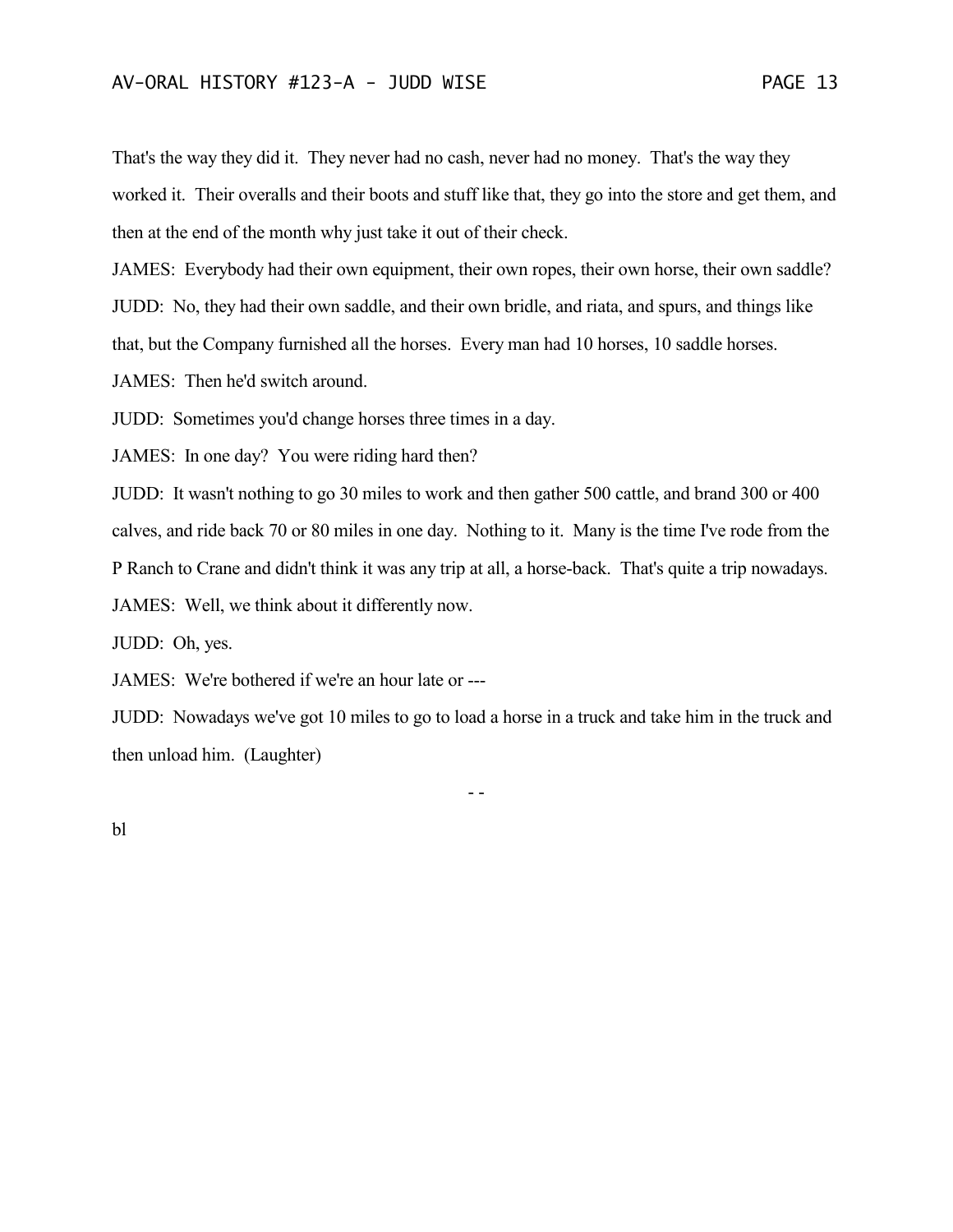That's the way they did it. They never had no cash, never had no money. That's the way they worked it. Their overalls and their boots and stuff like that, they go into the store and get them, and then at the end of the month why just take it out of their check.

JAMES: Everybody had their own equipment, their own ropes, their own horse, their own saddle?

JUDD: No, they had their own saddle, and their own bridle, and riata, and spurs, and things like that, but the Company furnished all the horses. Every man had 10 horses, 10 saddle horses.

JAMES: Then he'd switch around.

JUDD: Sometimes you'd change horses three times in a day.

JAMES: In one day? You were riding hard then?

JUDD: It wasn't nothing to go 30 miles to work and then gather 500 cattle, and brand 300 or 400 calves, and ride back 70 or 80 miles in one day. Nothing to it. Many is the time I've rode from the P Ranch to Crane and didn't think it was any trip at all, a horse-back. That's quite a trip nowadays.

JAMES: Well, we think about it differently now.

JUDD: Oh, yes.

JAMES: We're bothered if we're an hour late or ---

JUDD: Nowadays we've got 10 miles to go to load a horse in a truck and take him in the truck and then unload him. (Laughter)

- -

bl